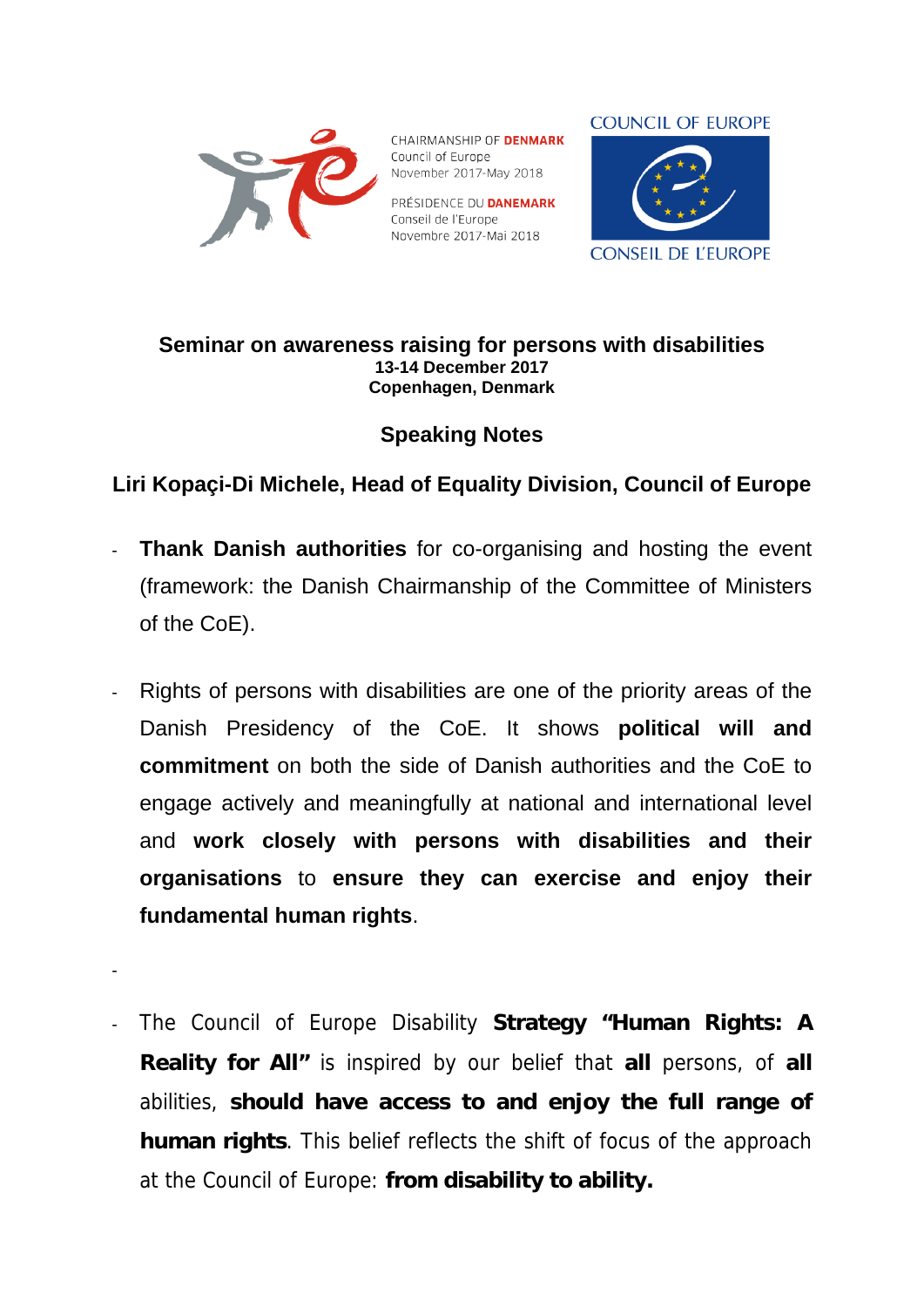CHAIRMANSHIP OF **DENMARK**
Council of Europe
November 2017-May 2018

PRÉSIDENCE DU **DANEMARK**
Conseil de l'Europe
Novembre 2017-Mai 2018

COUNCIL OF EUROPE
CONSEIL DE L'EUROPE

# Seminar on awareness raising for persons with disabilities

**13-14 December 2017**
**Copenhagen, Denmark**

## Speaking Notes

### Liri Kopaçi-Di Michele, Head of Equality Division, Council of Europe

- **Thank Danish authorities** for co-organising and hosting the event (framework: the Danish Chairmanship of the Committee of Ministers of the CoE).

- Rights of persons with disabilities are one of the priority areas of the Danish Presidency of the CoE. It shows **political will and commitment** on both the side of Danish authorities and the CoE to engage actively and meaningfully at national and international level and **work closely with persons with disabilities and their organisations** to **ensure they can exercise and enjoy their fundamental human rights**.

-

- The Council of Europe Disability **Strategy "Human Rights: A Reality for All"** is inspired by our belief that **all** persons, of **all** abilities, **should have access to and enjoy the full range of human rights**. This belief reflects the shift of focus of the approach at the Council of Europe: **from disability to ability.**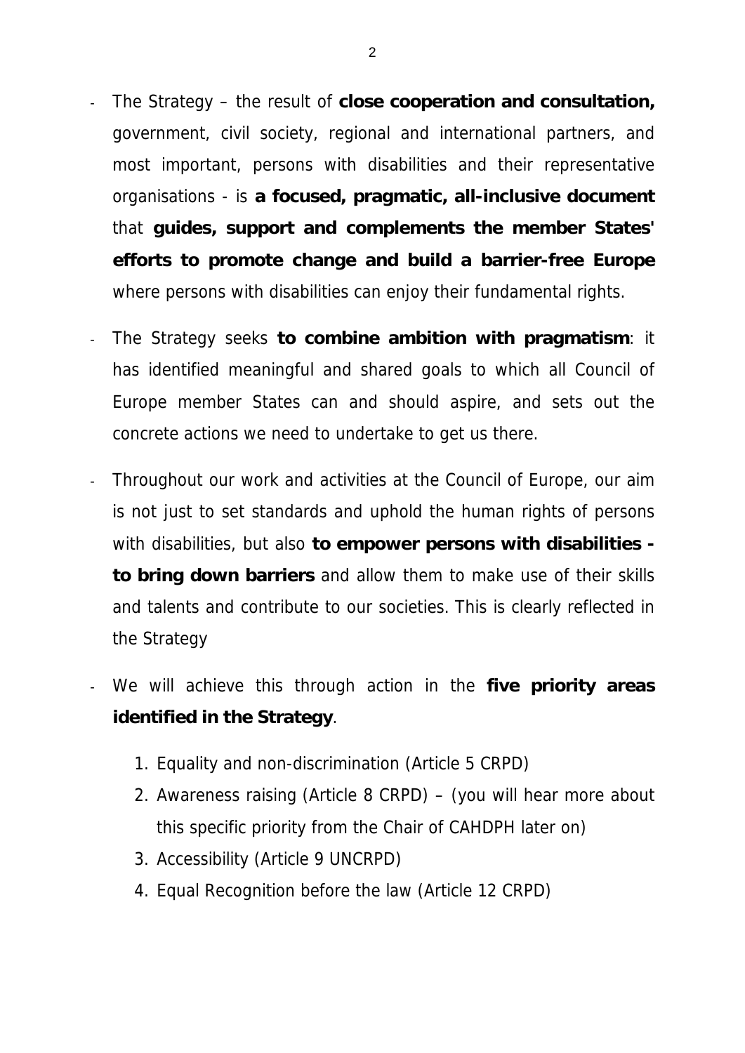- The Strategy – the result of **close cooperation and consultation,** government, civil society, regional and international partners, and most important, persons with disabilities and their representative organisations - is **a focused, pragmatic, all-inclusive document** that **guides, support and complements the member States' efforts to promote change and build a barrier-free Europe** where persons with disabilities can enjoy their fundamental rights.

- The Strategy seeks **to combine ambition with pragmatism**: it has identified meaningful and shared goals to which all Council of Europe member States can and should aspire, and sets out the concrete actions we need to undertake to get us there.

- Throughout our work and activities at the Council of Europe, our aim is not just to set standards and uphold the human rights of persons with disabilities, but also **to empower persons with disabilities - to bring down barriers** and allow them to make use of their skills and talents and contribute to our societies. This is clearly reflected in the Strategy

- We will achieve this through action in the **five priority areas identified in the Strategy**.

  1. Equality and non-discrimination (Article 5 CRPD)
  2. Awareness raising (Article 8 CRPD) – (you will hear more about this specific priority from the Chair of CAHDPH later on)
  3. Accessibility (Article 9 UNCRPD)
  4. Equal Recognition before the law (Article 12 CRPD)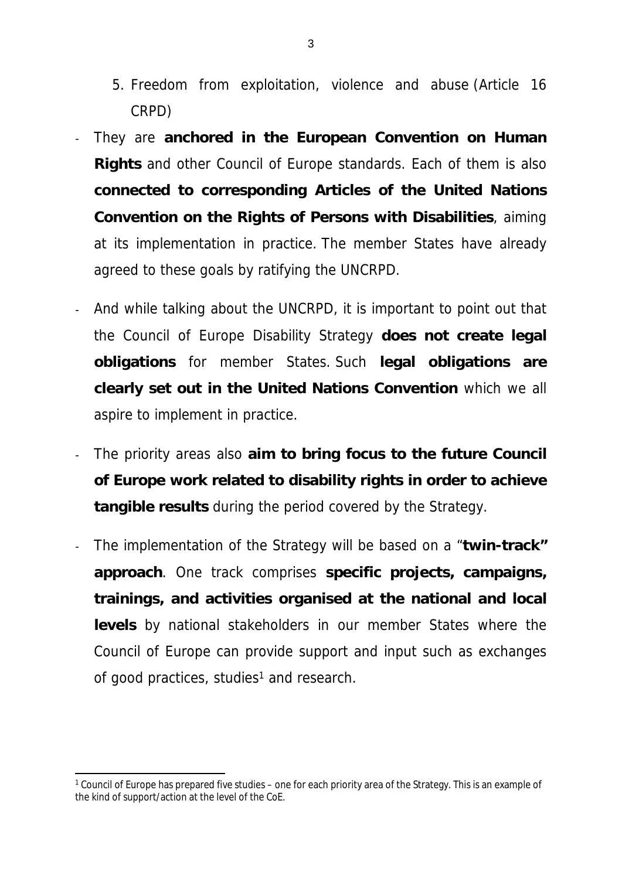5. Freedom from exploitation, violence and abuse (Article 16 CRPD)

- They are **anchored in the European Convention on Human Rights** and other Council of Europe standards. Each of them is also **connected to corresponding Articles of the United Nations Convention on the Rights of Persons with Disabilities**, aiming at its implementation in practice. The member States have already agreed to these goals by ratifying the UNCRPD.
- And while talking about the UNCRPD, it is important to point out that the Council of Europe Disability Strategy **does not create legal obligations** for member States. Such **legal obligations are clearly set out in the United Nations Convention** which we all aspire to implement in practice.
- The priority areas also **aim to bring focus to the future Council of Europe work related to disability rights in order to achieve tangible results** during the period covered by the Strategy.
- The implementation of the Strategy will be based on a "**twin-track" approach**. One track comprises **specific projects, campaigns, trainings, and activities organised at the national and local levels** by national stakeholders in our member States where the Council of Europe can provide support and input such as exchanges of good practices, studies[1] and research.

[1] Council of Europe has prepared five studies – one for each priority area of the Strategy. This is an example of the kind of support/action at the level of the CoE.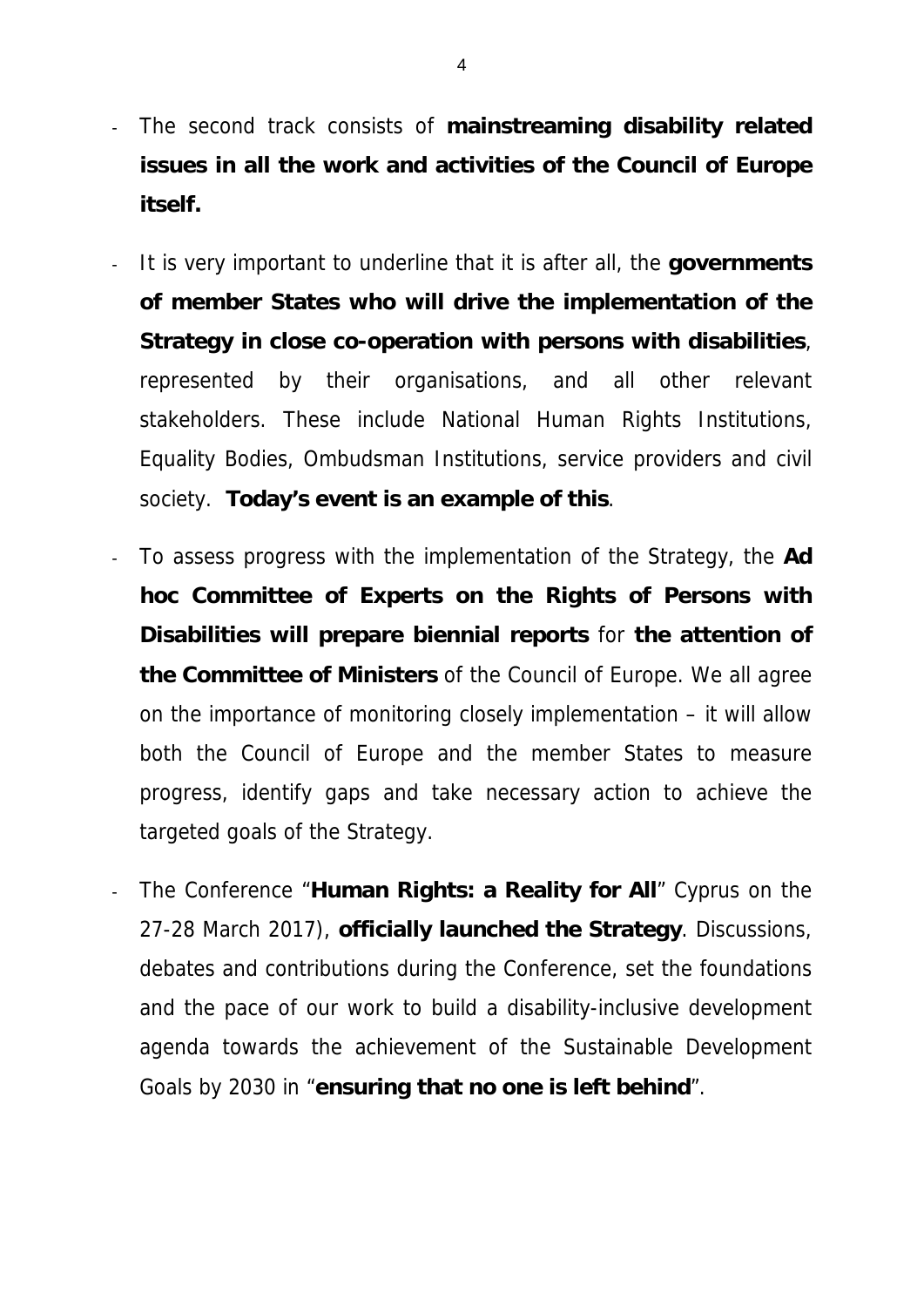- The second track consists of **mainstreaming disability related issues in all the work and activities of the Council of Europe itself.**

- It is very important to underline that it is after all, the **governments of member States who will drive the implementation of the Strategy in close co-operation with persons with disabilities**, represented by their organisations, and all other relevant stakeholders. These include National Human Rights Institutions, Equality Bodies, Ombudsman Institutions, service providers and civil society. **Today's event is an example of this**.

- To assess progress with the implementation of the Strategy, the **Ad hoc Committee of Experts on the Rights of Persons with Disabilities will prepare biennial reports** for **the attention of the Committee of Ministers** of the Council of Europe. We all agree on the importance of monitoring closely implementation – it will allow both the Council of Europe and the member States to measure progress, identify gaps and take necessary action to achieve the targeted goals of the Strategy.

- The Conference "**Human Rights: a Reality for All**" Cyprus on the 27-28 March 2017), **officially launched the Strategy**. Discussions, debates and contributions during the Conference, set the foundations and the pace of our work to build a disability-inclusive development agenda towards the achievement of the Sustainable Development Goals by 2030 in "**ensuring that no one is left behind**".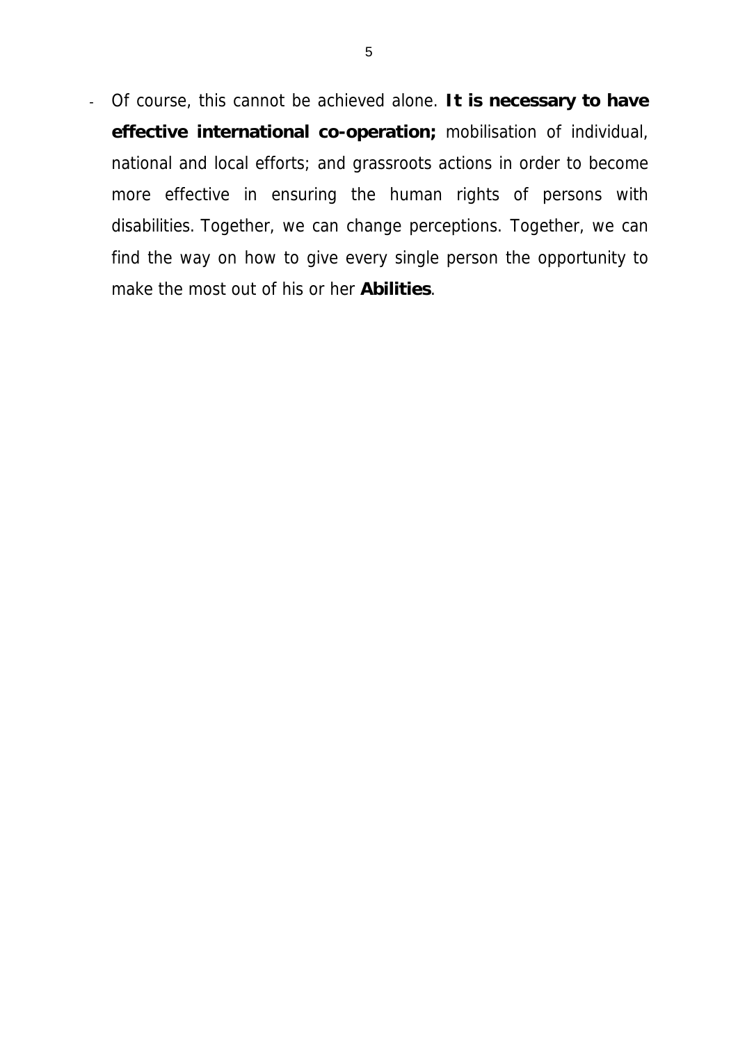- Of course, this cannot be achieved alone. **It is necessary to have effective international co-operation;** mobilisation of individual, national and local efforts; and grassroots actions in order to become more effective in ensuring the human rights of persons with disabilities. Together, we can change perceptions. Together, we can find the way on how to give every single person the opportunity to make the most out of his or her **Abilities**.